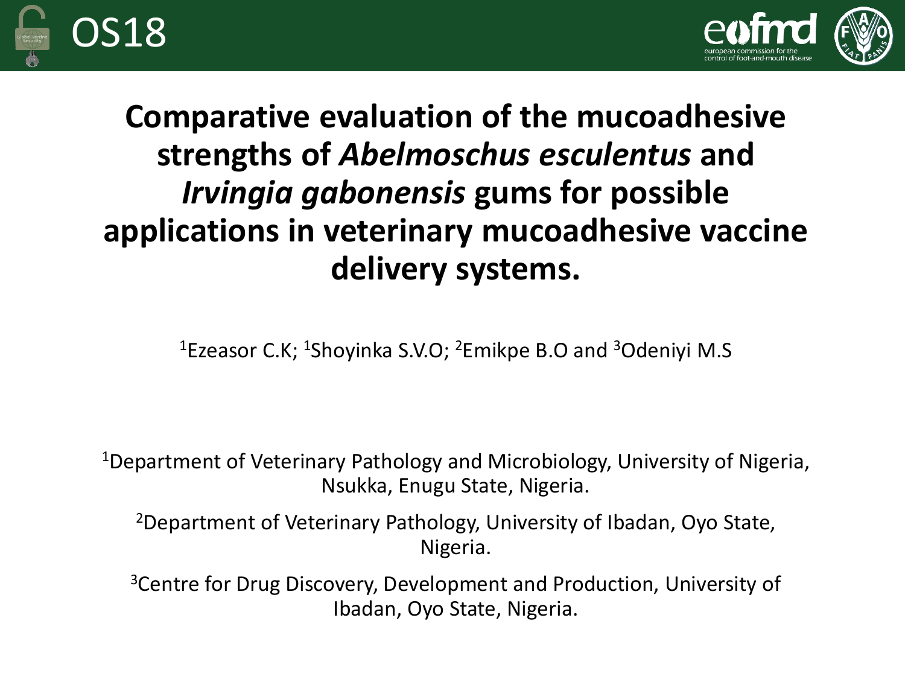OS18

# Comparative evaluation of the mucoadhesive strengths of *Abelmoschus esculentus* and *Irvingia gabonensis* gums for possible applications in veterinary mucoadhesive vaccine delivery systems.

[1]Ezeasor C.K; [1]Shoyinka S.V.O; [2]Emikpe B.O and [3]Odeniyi M.S

[1]Department of Veterinary Pathology and Microbiology, University of Nigeria, Nsukka, Enugu State, Nigeria.

[2]Department of Veterinary Pathology, University of Ibadan, Oyo State, Nigeria.

[3]Centre for Drug Discovery, Development and Production, University of Ibadan, Oyo State, Nigeria.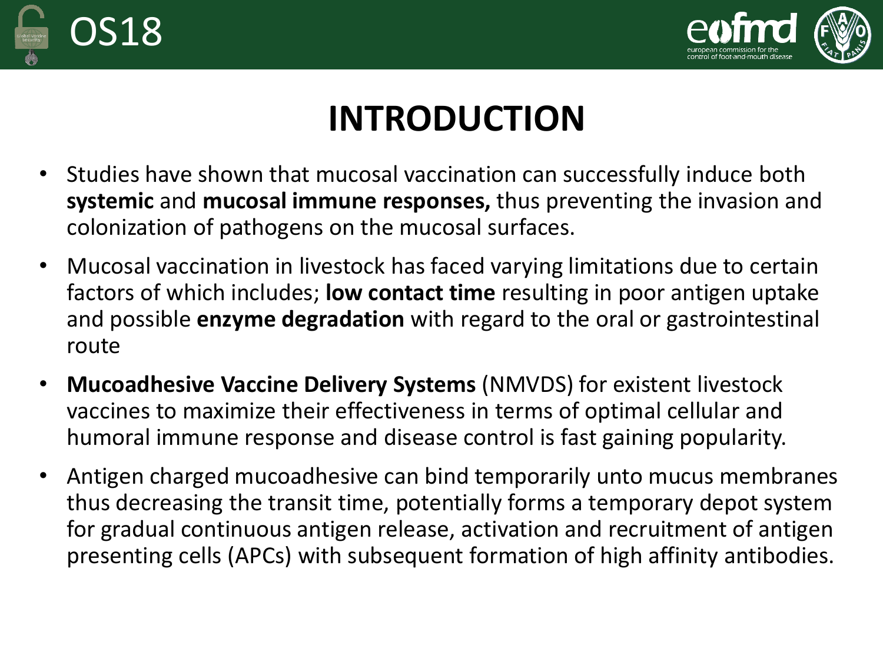# INTRODUCTION

- Studies have shown that mucosal vaccination can successfully induce both **systemic** and **mucosal immune responses,** thus preventing the invasion and colonization of pathogens on the mucosal surfaces.
- Mucosal vaccination in livestock has faced varying limitations due to certain factors of which includes; **low contact time** resulting in poor antigen uptake and possible **enzyme degradation** with regard to the oral or gastrointestinal route
- **Mucoadhesive Vaccine Delivery Systems** (NMVDS) for existent livestock vaccines to maximize their effectiveness in terms of optimal cellular and humoral immune response and disease control is fast gaining popularity.
- Antigen charged mucoadhesive can bind temporarily unto mucus membranes thus decreasing the transit time, potentially forms a temporary depot system for gradual continuous antigen release, activation and recruitment of antigen presenting cells (APCs) with subsequent formation of high affinity antibodies.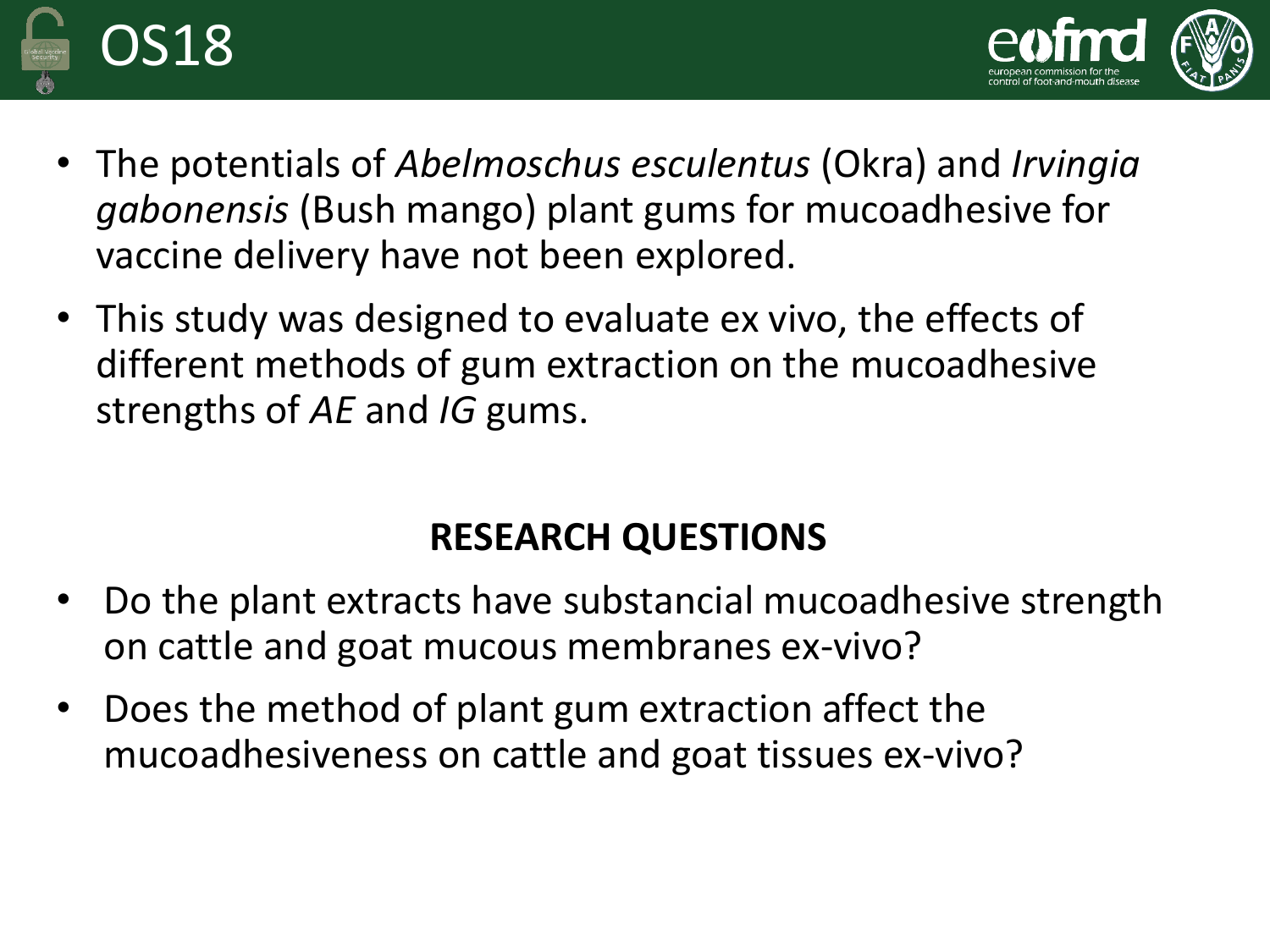- The potentials of *Abelmoschus esculentus* (Okra) and *Irvingia gabonensis* (Bush mango) plant gums for mucoadhesive for vaccine delivery have not been explored.
- This study was designed to evaluate ex vivo, the effects of different methods of gum extraction on the mucoadhesive strengths of *AE* and *IG* gums.

## RESEARCH QUESTIONS

- Do the plant extracts have substancial mucoadhesive strength on cattle and goat mucous membranes ex-vivo?
- Does the method of plant gum extraction affect the mucoadhesiveness on cattle and goat tissues ex-vivo?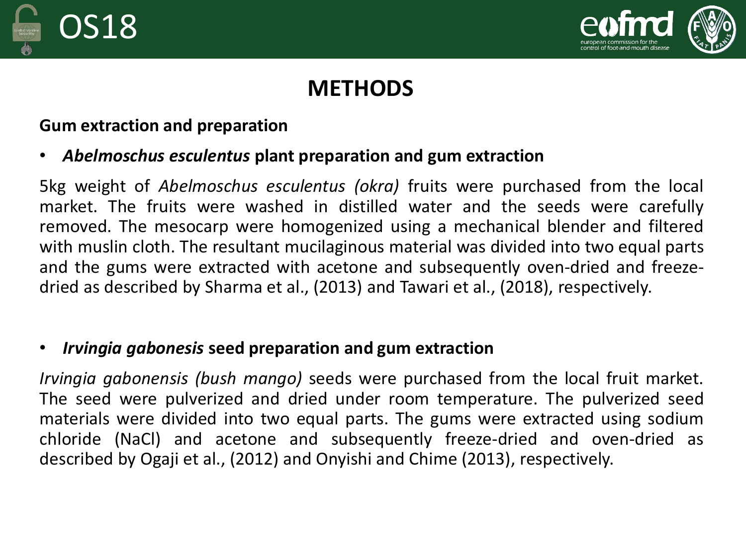# METHODS

## Gum extraction and preparation

- ***Abelmoschus esculentus* plant preparation and gum extraction**

5kg weight of *Abelmoschus esculentus (okra)* fruits were purchased from the local market. The fruits were washed in distilled water and the seeds were carefully removed. The mesocarp were homogenized using a mechanical blender and filtered with muslin cloth. The resultant mucilaginous material was divided into two equal parts and the gums were extracted with acetone and subsequently oven-dried and freeze-dried as described by Sharma et al., (2013) and Tawari et al., (2018), respectively.

- ***Irvingia gabonesis* seed preparation and gum extraction**

*Irvingia gabonensis (bush mango)* seeds were purchased from the local fruit market. The seed were pulverized and dried under room temperature. The pulverized seed materials were divided into two equal parts. The gums were extracted using sodium chloride (NaCl) and acetone and subsequently freeze-dried and oven-dried as described by Ogaji et al., (2012) and Onyishi and Chime (2013), respectively.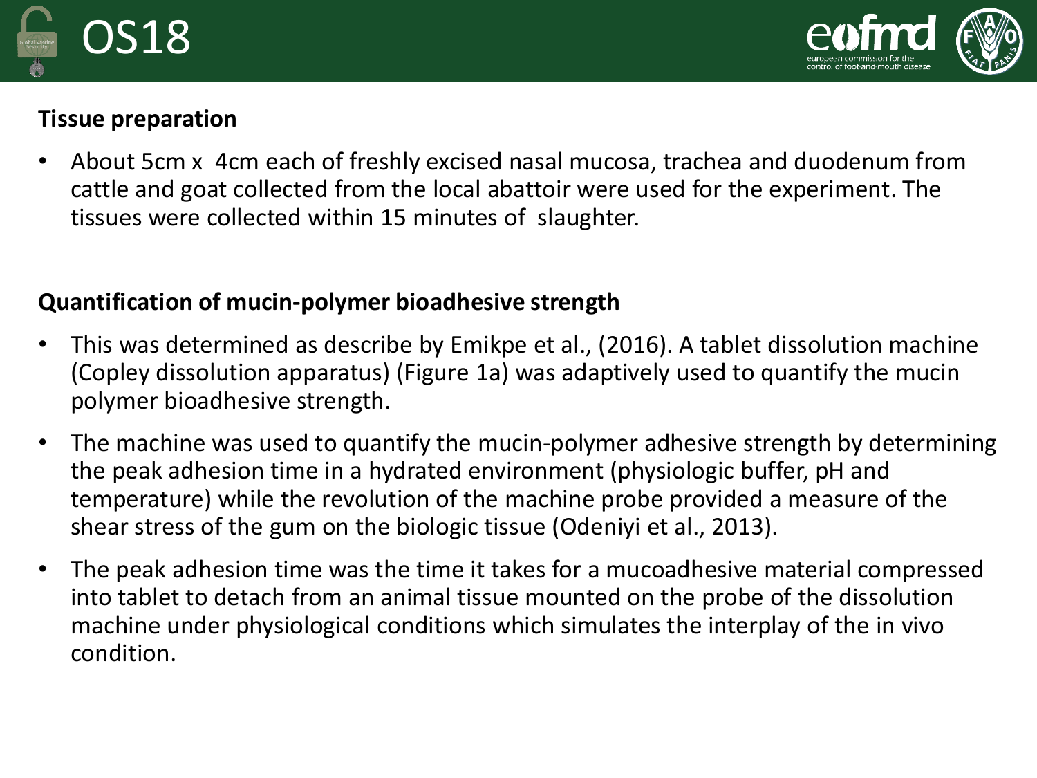**Tissue preparation**

- About 5cm x 4cm each of freshly excised nasal mucosa, trachea and duodenum from cattle and goat collected from the local abattoir were used for the experiment. The tissues were collected within 15 minutes of slaughter.

**Quantification of mucin-polymer bioadhesive strength**

- This was determined as describe by Emikpe et al., (2016). A tablet dissolution machine (Copley dissolution apparatus) (Figure 1a) was adaptively used to quantify the mucin polymer bioadhesive strength.
- The machine was used to quantify the mucin-polymer adhesive strength by determining the peak adhesion time in a hydrated environment (physiologic buffer, pH and temperature) while the revolution of the machine probe provided a measure of the shear stress of the gum on the biologic tissue (Odeniyi et al., 2013).
- The peak adhesion time was the time it takes for a mucoadhesive material compressed into tablet to detach from an animal tissue mounted on the probe of the dissolution machine under physiological conditions which simulates the interplay of the in vivo condition.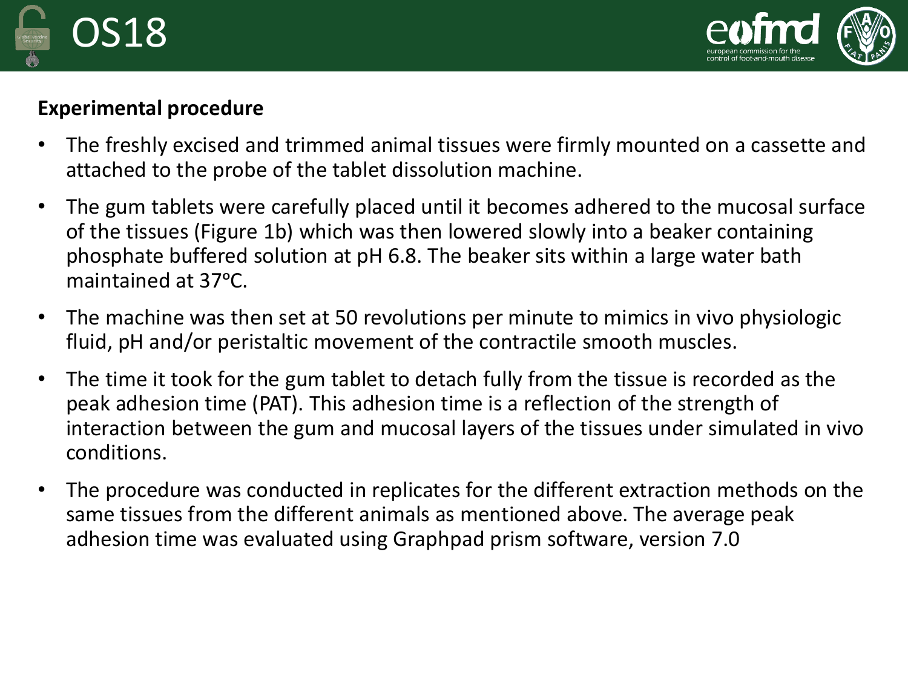## Experimental procedure

- The freshly excised and trimmed animal tissues were firmly mounted on a cassette and attached to the probe of the tablet dissolution machine.
- The gum tablets were carefully placed until it becomes adhered to the mucosal surface of the tissues (Figure 1b) which was then lowered slowly into a beaker containing phosphate buffered solution at pH 6.8. The beaker sits within a large water bath maintained at 37ºC.
- The machine was then set at 50 revolutions per minute to mimics in vivo physiologic fluid, pH and/or peristaltic movement of the contractile smooth muscles.
- The time it took for the gum tablet to detach fully from the tissue is recorded as the peak adhesion time (PAT). This adhesion time is a reflection of the strength of interaction between the gum and mucosal layers of the tissues under simulated in vivo conditions.
- The procedure was conducted in replicates for the different extraction methods on the same tissues from the different animals as mentioned above. The average peak adhesion time was evaluated using Graphpad prism software, version 7.0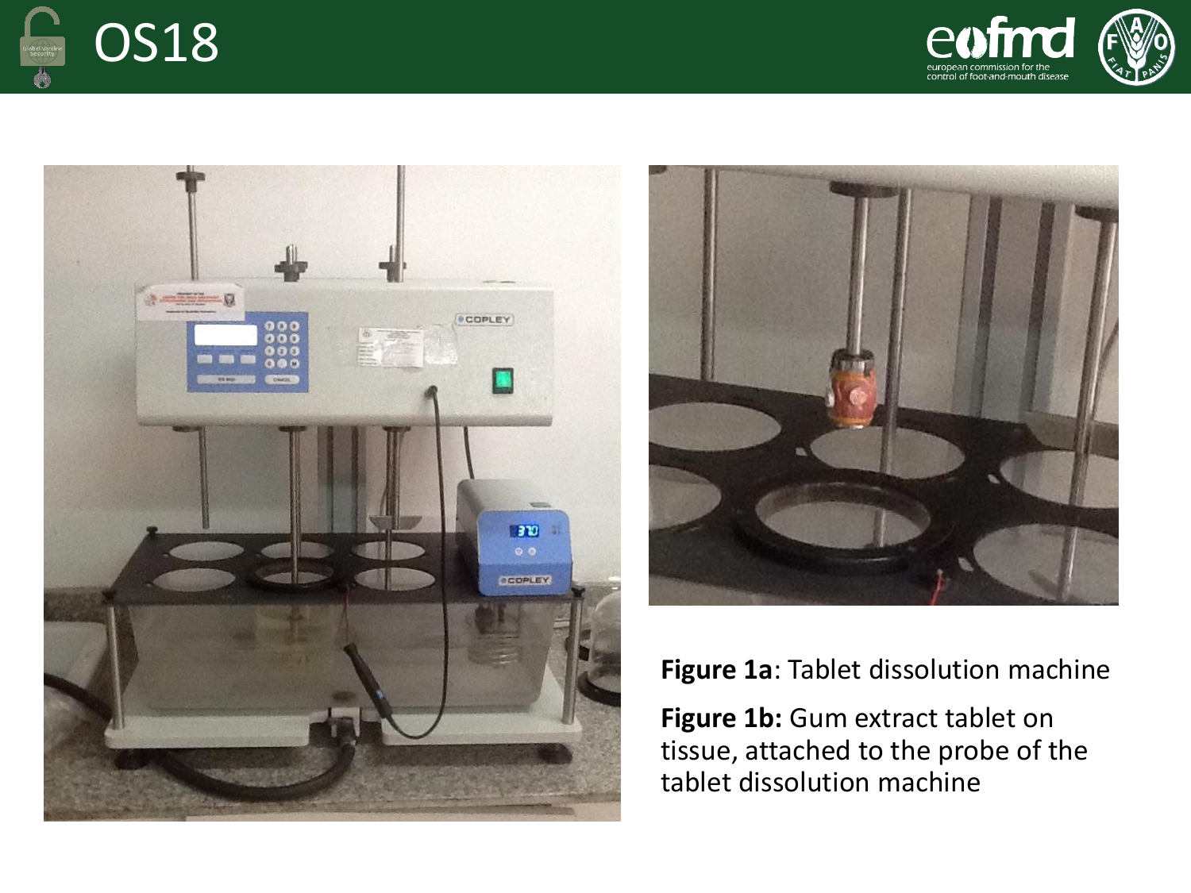# OS18

**Figure 1a**: Tablet dissolution machine

**Figure 1b:** Gum extract tablet on tissue, attached to the probe of the tablet dissolution machine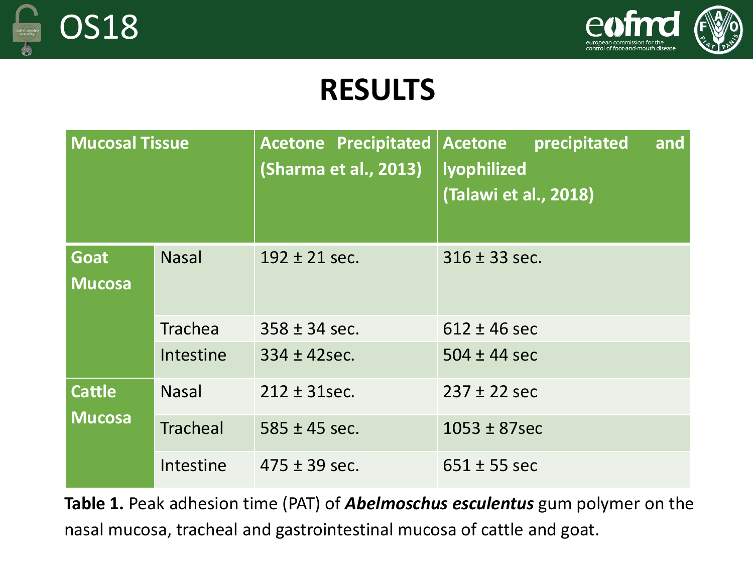# RESULTS

| Mucosal Tissue | | Acetone Precipitated (Sharma et al., 2013) | Acetone precipitated and lyophilized (Talawi et al., 2018) |
|---|---|---|---|
| Goat Mucosa | Nasal | 192 ± 21 sec. | 316 ± 33 sec. |
| | Trachea | 358 ± 34 sec. | 612 ± 46 sec |
| | Intestine | 334 ± 42sec. | 504 ± 44 sec |
| Cattle Mucosa | Nasal | 212 ± 31sec. | 237 ± 22 sec |
| | Tracheal | 585 ± 45 sec. | 1053 ± 87sec |
| | Intestine | 475 ± 39 sec. | 651 ± 55 sec |

**Table 1.** Peak adhesion time (PAT) of ***Abelmoschus esculentus*** gum polymer on the nasal mucosa, tracheal and gastrointestinal mucosa of cattle and goat.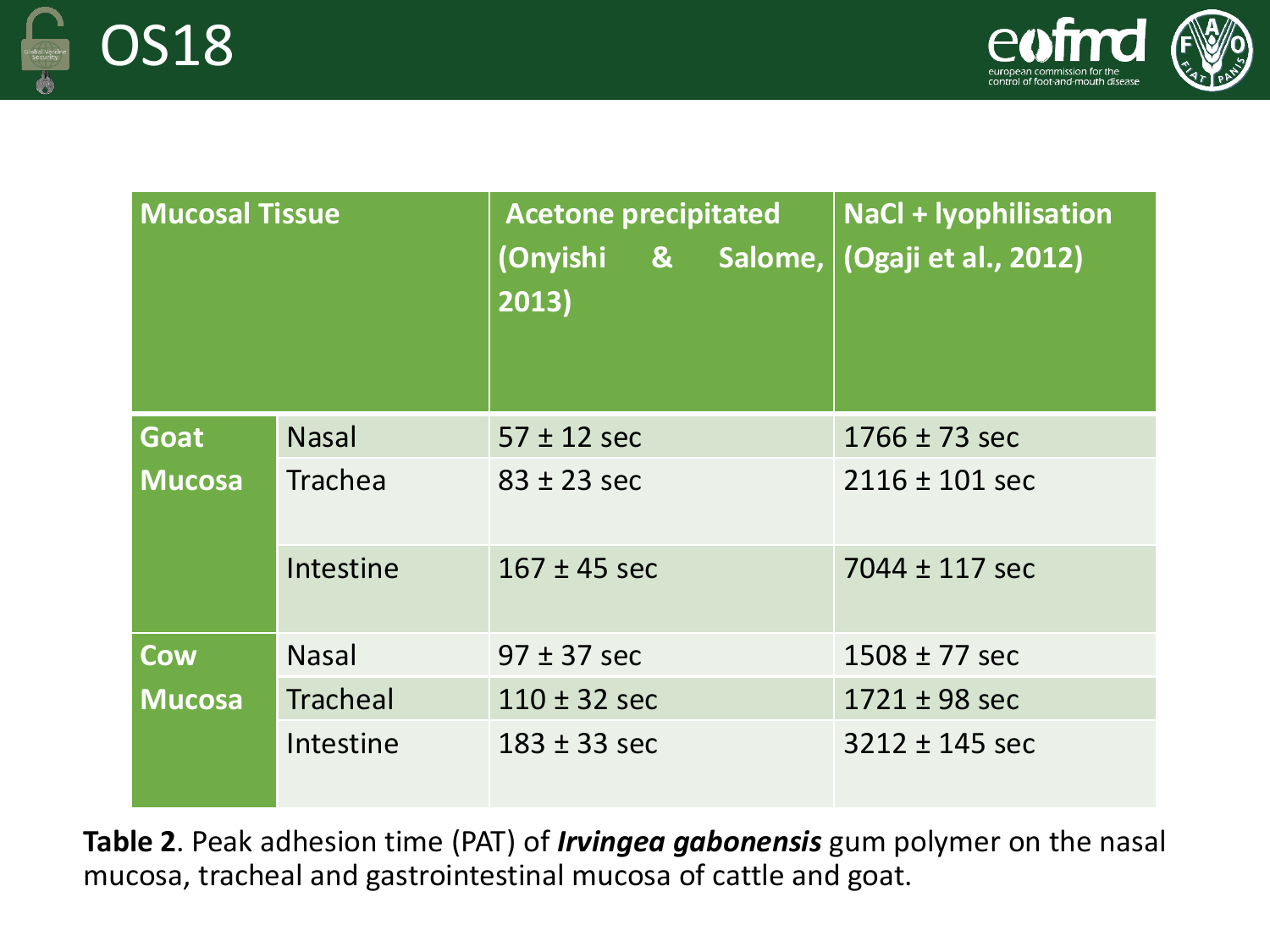| Mucosal Tissue | | Acetone precipitated (Onyishi & Salome, 2013) | NaCl + lyophilisation (Ogaji et al., 2012) |
|---|---|---|---|
| Goat Mucosa | Nasal | 57 ± 12 sec | 1766 ± 73 sec |
| | Trachea | 83 ± 23 sec | 2116 ± 101 sec |
| | Intestine | 167 ± 45 sec | 7044 ± 117 sec |
| Cow Mucosa | Nasal | 97 ± 37 sec | 1508 ± 77 sec |
| | Tracheal | 110 ± 32 sec | 1721 ± 98 sec |
| | Intestine | 183 ± 33 sec | 3212 ± 145 sec |

**Table 2**. Peak adhesion time (PAT) of ***Irvingea gabonensis*** gum polymer on the nasal mucosa, tracheal and gastrointestinal mucosa of cattle and goat.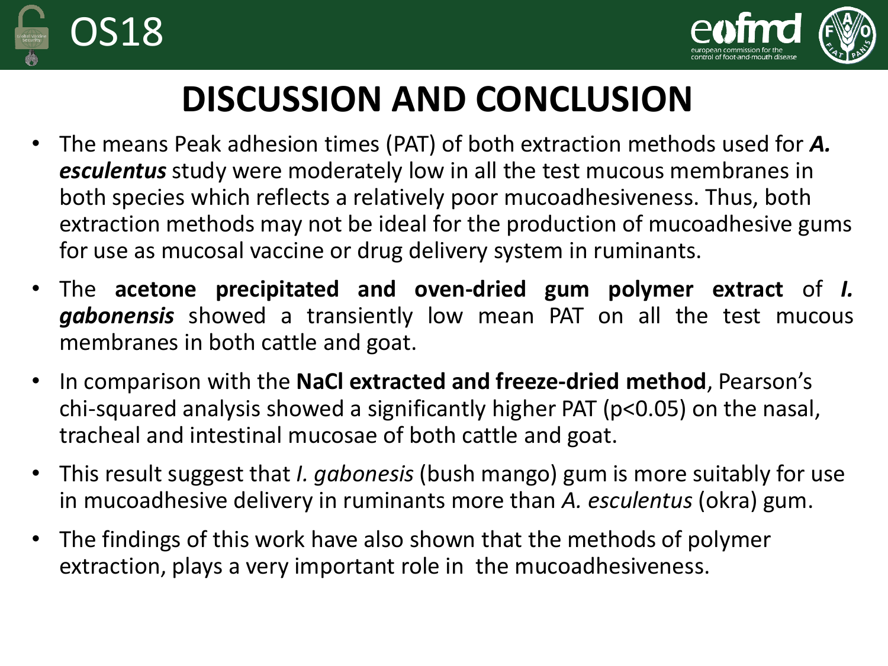# DISCUSSION AND CONCLUSION

- The means Peak adhesion times (PAT) of both extraction methods used for ***A. esculentus*** study were moderately low in all the test mucous membranes in both species which reflects a relatively poor mucoadhesiveness. Thus, both extraction methods may not be ideal for the production of mucoadhesive gums for use as mucosal vaccine or drug delivery system in ruminants.
- The **acetone precipitated and oven-dried gum polymer extract** of ***I. gabonensis*** showed a transiently low mean PAT on all the test mucous membranes in both cattle and goat.
- In comparison with the **NaCl extracted and freeze-dried method**, Pearson's chi-squared analysis showed a significantly higher PAT ($p<0.05$) on the nasal, tracheal and intestinal mucosae of both cattle and goat.
- This result suggest that *I. gabonesis* (bush mango) gum is more suitably for use in mucoadhesive delivery in ruminants more than *A. esculentus* (okra) gum.
- The findings of this work have also shown that the methods of polymer extraction, plays a very important role in the mucoadhesiveness.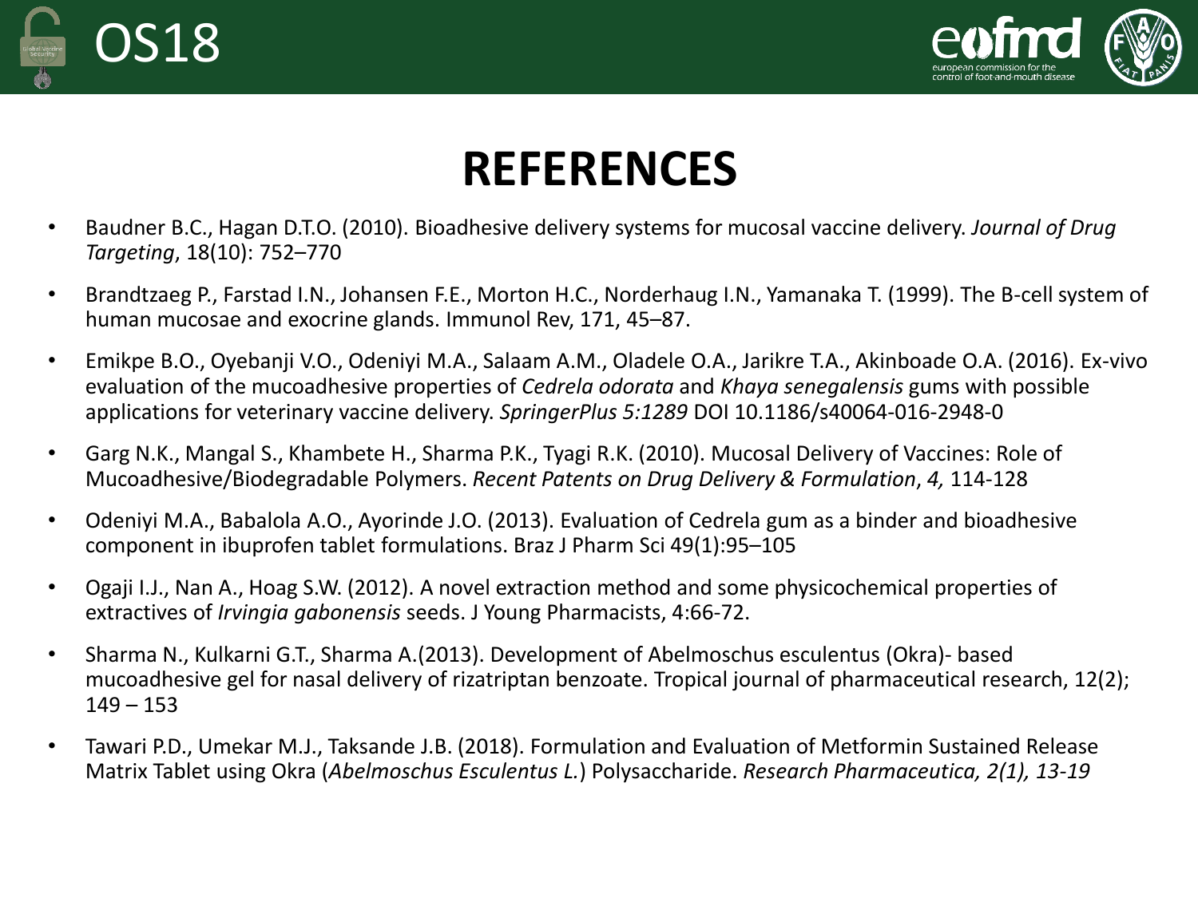# REFERENCES

- Baudner B.C., Hagan D.T.O. (2010). Bioadhesive delivery systems for mucosal vaccine delivery. *Journal of Drug Targeting*, 18(10): 752–770
- Brandtzaeg P., Farstad I.N., Johansen F.E., Morton H.C., Norderhaug I.N., Yamanaka T. (1999). The B-cell system of human mucosae and exocrine glands. Immunol Rev, 171, 45–87.
- Emikpe B.O., Oyebanji V.O., Odeniyi M.A., Salaam A.M., Oladele O.A., Jarikre T.A., Akinboade O.A. (2016). Ex-vivo evaluation of the mucoadhesive properties of *Cedrela odorata* and *Khaya senegalensis* gums with possible applications for veterinary vaccine delivery. *SpringerPlus 5:1289* DOI 10.1186/s40064-016-2948-0
- Garg N.K., Mangal S., Khambete H., Sharma P.K., Tyagi R.K. (2010). Mucosal Delivery of Vaccines: Role of Mucoadhesive/Biodegradable Polymers. *Recent Patents on Drug Delivery & Formulation*, *4,* 114-128
- Odeniyi M.A., Babalola A.O., Ayorinde J.O. (2013). Evaluation of Cedrela gum as a binder and bioadhesive component in ibuprofen tablet formulations. Braz J Pharm Sci 49(1):95–105
- Ogaji I.J., Nan A., Hoag S.W. (2012). A novel extraction method and some physicochemical properties of extractives of *Irvingia gabonensis* seeds. J Young Pharmacists, 4:66-72.
- Sharma N., Kulkarni G.T., Sharma A.(2013). Development of Abelmoschus esculentus (Okra)- based mucoadhesive gel for nasal delivery of rizatriptan benzoate. Tropical journal of pharmaceutical research, 12(2); 149 – 153
- Tawari P.D., Umekar M.J., Taksande J.B. (2018). Formulation and Evaluation of Metformin Sustained Release Matrix Tablet using Okra (*Abelmoschus Esculentus L.*) Polysaccharide. *Research Pharmaceutica, 2(1), 13-19*